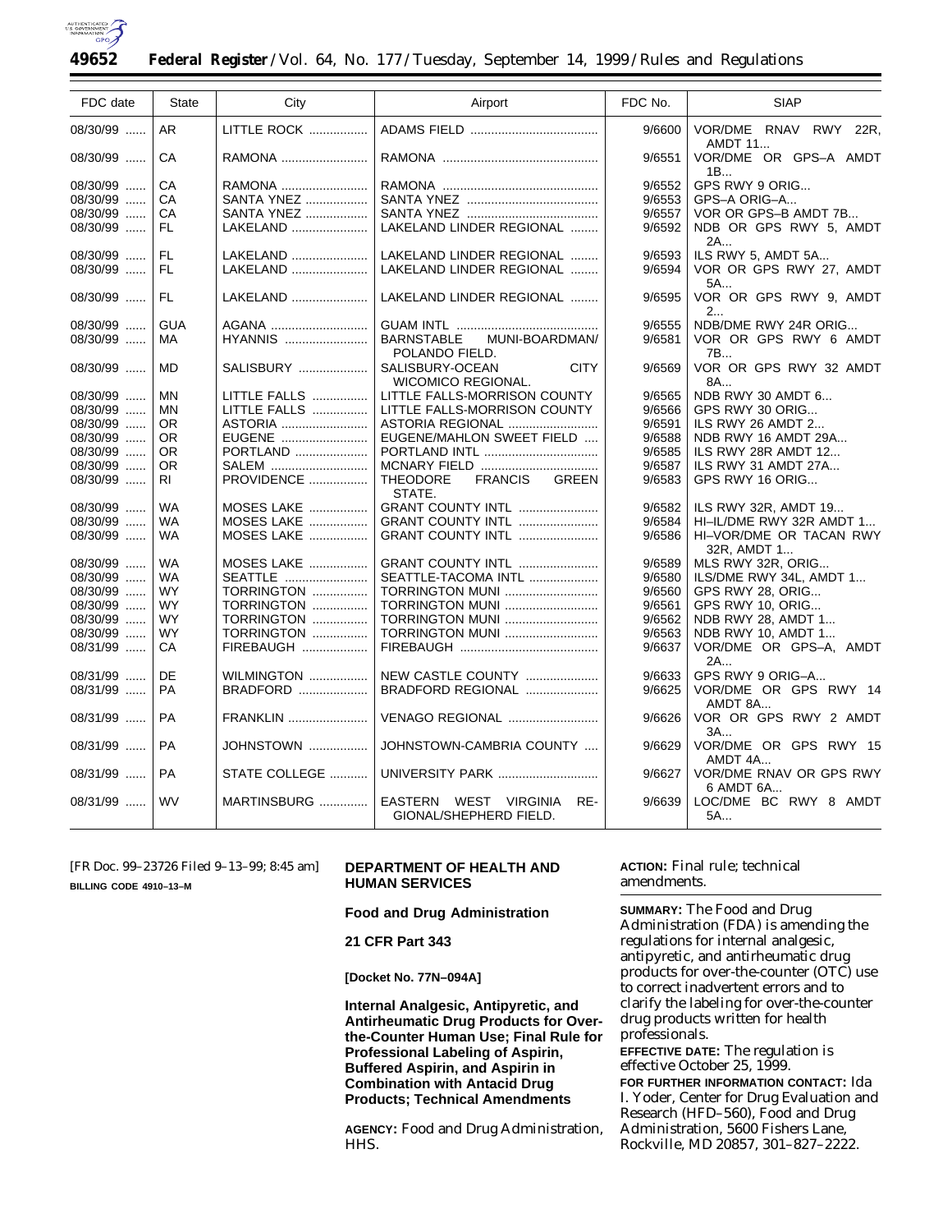| FDC date | State | City | Airport | FDC No. | SIAP |
|---|---|---|---|---|---|
| 08/30/99 | AR | LITTLE ROCK | ADAMS FIELD | 9/6600 | VOR/DME RNAV RWY 22R, AMDT 11... |
| 08/30/99 | CA | RAMONA | RAMONA | 9/6551 | VOR/DME OR GPS–A AMDT 1B... |
| 08/30/99 | CA | RAMONA | RAMONA | 9/6552 | GPS RWY 9 ORIG... |
| 08/30/99 | CA | SANTA YNEZ | SANTA YNEZ | 9/6553 | GPS–A ORIG–A... |
| 08/30/99 | CA | SANTA YNEZ | SANTA YNEZ | 9/6557 | VOR OR GPS–B AMDT 7B... |
| 08/30/99 | FL | LAKELAND | LAKELAND LINDER REGIONAL | 9/6592 | NDB OR GPS RWY 5, AMDT 2A... |
| 08/30/99 | FL | LAKELAND | LAKELAND LINDER REGIONAL | 9/6593 | ILS RWY 5, AMDT 5A... |
| 08/30/99 | FL | LAKELAND | LAKELAND LINDER REGIONAL | 9/6594 | VOR OR GPS RWY 27, AMDT 5A... |
| 08/30/99 | FL | LAKELAND | LAKELAND LINDER REGIONAL | 9/6595 | VOR OR GPS RWY 9, AMDT 2... |
| 08/30/99 | GUA | AGANA | GUAM INTL | 9/6555 | NDB/DME RWY 24R ORIG... |
| 08/30/99 | MA | HYANNIS | BARNSTABLE MUNI-BOARDMAN/POLANDO FIELD. | 9/6581 | VOR OR GPS RWY 6 AMDT 7B... |
| 08/30/99 | MD | SALISBURY | SALISBURY-OCEAN CITY WICOMICO REGIONAL. | 9/6569 | VOR OR GPS RWY 32 AMDT 8A... |
| 08/30/99 | MN | LITTLE FALLS | LITTLE FALLS-MORRISON COUNTY | 9/6565 | NDB RWY 30 AMDT 6... |
| 08/30/99 | MN | LITTLE FALLS | LITTLE FALLS-MORRISON COUNTY | 9/6566 | GPS RWY 30 ORIG... |
| 08/30/99 | OR | ASTORIA | ASTORIA REGIONAL | 9/6591 | ILS RWY 26 AMDT 2... |
| 08/30/99 | OR | EUGENE | EUGENE/MAHLON SWEET FIELD | 9/6588 | NDB RWY 16 AMDT 29A... |
| 08/30/99 | OR | PORTLAND | PORTLAND INTL | 9/6585 | ILS RWY 28R AMDT 12... |
| 08/30/99 | OR | SALEM | MCNARY FIELD | 9/6587 | ILS RWY 31 AMDT 27A... |
| 08/30/99 | RI | PROVIDENCE | THEODORE FRANCIS GREEN STATE. | 9/6583 | GPS RWY 16 ORIG... |
| 08/30/99 | WA | MOSES LAKE | GRANT COUNTY INTL | 9/6582 | ILS RWY 32R, AMDT 19... |
| 08/30/99 | WA | MOSES LAKE | GRANT COUNTY INTL | 9/6584 | HI–IL/DME RWY 32R AMDT 1... |
| 08/30/99 | WA | MOSES LAKE | GRANT COUNTY INTL | 9/6586 | HI–VOR/DME OR TACAN RWY 32R, AMDT 1... |
| 08/30/99 | WA | MOSES LAKE | GRANT COUNTY INTL | 9/6589 | MLS RWY 32R, ORIG... |
| 08/30/99 | WA | SEATTLE | SEATTLE-TACOMA INTL | 9/6580 | ILS/DME RWY 34L, AMDT 1... |
| 08/30/99 | WY | TORRINGTON | TORRINGTON MUNI | 9/6560 | GPS RWY 28, ORIG... |
| 08/30/99 | WY | TORRINGTON | TORRINGTON MUNI | 9/6561 | GPS RWY 10, ORIG... |
| 08/30/99 | WY | TORRINGTON | TORRINGTON MUNI | 9/6562 | NDB RWY 28, AMDT 1... |
| 08/30/99 | WY | TORRINGTON | TORRINGTON MUNI | 9/6563 | NDB RWY 10, AMDT 1... |
| 08/31/99 | CA | FIREBAUGH | FIREBAUGH | 9/6637 | VOR/DME OR GPS–A, AMDT 2A... |
| 08/31/99 | DE | WILMINGTON | NEW CASTLE COUNTY | 9/6633 | GPS RWY 9 ORIG–A... |
| 08/31/99 | PA | BRADFORD | BRADFORD REGIONAL | 9/6625 | VOR/DME OR GPS RWY 14 AMDT 8A... |
| 08/31/99 | PA | FRANKLIN | VENAGO REGIONAL | 9/6626 | VOR OR GPS RWY 2 AMDT 3A... |
| 08/31/99 | PA | JOHNSTOWN | JOHNSTOWN-CAMBRIA COUNTY | 9/6629 | VOR/DME OR GPS RWY 15 AMDT 4A... |
| 08/31/99 | PA | STATE COLLEGE | UNIVERSITY PARK | 9/6627 | VOR/DME RNAV OR GPS RWY 6 AMDT 6A... |
| 08/31/99 | WV | MARTINSBURG | EASTERN WEST VIRGINIA REGIONAL/SHEPHERD FIELD. | 9/6639 | LOC/DME BC RWY 8 AMDT 5A... |

[FR Doc. 99–23726 Filed 9–13–99; 8:45 am]

**BILLING CODE 4910–13–M**

**DEPARTMENT OF HEALTH AND HUMAN SERVICES**

**Food and Drug Administration**

**21 CFR Part 343**

**[Docket No. 77N–094A]**

**Internal Analgesic, Antipyretic, and Antirheumatic Drug Products for Over-the-Counter Human Use; Final Rule for Professional Labeling of Aspirin, Buffered Aspirin, and Aspirin in Combination with Antacid Drug Products; Technical Amendments**

**AGENCY:** Food and Drug Administration, HHS.

**ACTION:** Final rule; technical amendments.

**SUMMARY:** The Food and Drug Administration (FDA) is amending the regulations for internal analgesic, antipyretic, and antirheumatic drug products for over-the-counter (OTC) use to correct inadvertent errors and to clarify the labeling for over-the-counter drug products written for health professionals.

**EFFECTIVE DATE:** The regulation is effective October 25, 1999.

**FOR FURTHER INFORMATION CONTACT:** Ida I. Yoder, Center for Drug Evaluation and Research (HFD–560), Food and Drug Administration, 5600 Fishers Lane, Rockville, MD 20857, 301–827–2222.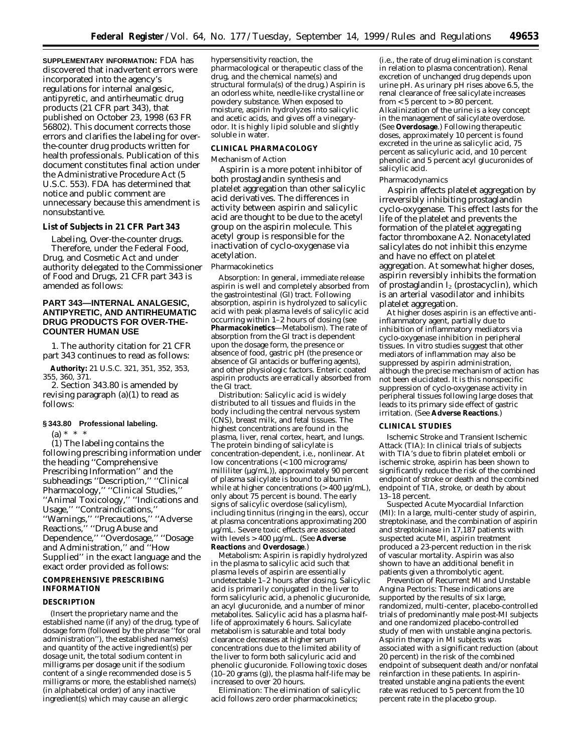**SUPPLEMENTARY INFORMATION:** FDA has discovered that inadvertent errors were incorporated into the agency's regulations for internal analgesic, antipyretic, and antirheumatic drug products (21 CFR part 343), that published on October 23, 1998 (63 FR 56802). This document corrects those errors and clarifies the labeling for over-the-counter drug products written for health professionals. Publication of this document constitutes final action under the Administrative Procedure Act (5 U.S.C. 553). FDA has determined that notice and public comment are unnecessary because this amendment is nonsubstantive.

**List of Subjects in 21 CFR Part 343**

Labeling, Over-the-counter drugs.

Therefore, under the Federal Food, Drug, and Cosmetic Act and under authority delegated to the Commissioner of Food and Drugs, 21 CFR part 343 is amended as follows:

## PART 343—INTERNAL ANALGESIC, ANTIPYRETIC, AND ANTIRHEUMATIC DRUG PRODUCTS FOR OVER-THE-COUNTER HUMAN USE

1. The authority citation for 21 CFR part 343 continues to read as follows:

**Authority:** 21 U.S.C. 321, 351, 352, 353, 355, 360, 371.

2. Section 343.80 is amended by revising paragraph (a)(1) to read as follows:

### § 343.80 Professional labeling.

(a) * * *

(1) The labeling contains the following prescribing information under the heading ''Comprehensive Prescribing Information'' and the subheadings ''Description,'' ''Clinical Pharmacology,'' ''Clinical Studies,'' ''Animal Toxicology,'' ''Indications and Usage,'' ''Contraindications,'' ''Warnings,'' ''Precautions,'' ''Adverse Reactions,'' ''Drug Abuse and Dependence,'' ''Overdosage,'' ''Dosage and Administration,'' and ''How Supplied'' in the exact language and the exact order provided as follows:

**COMPREHENSIVE PRESCRIBING INFORMATION**

**DESCRIPTION**

(Insert the proprietary name and the established name (if any) of the drug, type of dosage form (followed by the phrase ''for oral administration''), the established name(s) and quantity of the active ingredient(s) per dosage unit, the total sodium content in milligrams per dosage unit if the sodium content of a single recommended dose is 5 milligrams or more, the established name(s) (in alphabetical order) of any inactive ingredient(s) which may cause an allergic hypersensitivity reaction, the pharmacological or therapeutic class of the drug, and the chemical name(s) and structural formula(s) of the drug.) Aspirin is an odorless white, needle-like crystalline or powdery substance. When exposed to moisture, aspirin hydrolyzes into salicylic and acetic acids, and gives off a vinegary-odor. It is highly lipid soluble and slightly soluble in water.

**CLINICAL PHARMACOLOGY**

*Mechanism of Action*

Aspirin is a more potent inhibitor of both prostaglandin synthesis and platelet aggregation than other salicylic acid derivatives. The differences in activity between aspirin and salicylic acid are thought to be due to the acetyl group on the aspirin molecule. This acetyl group is responsible for the inactivation of cyclo-oxygenase via acetylation.

*Pharmacokinetics*

Absorption: In general, immediate release aspirin is well and completely absorbed from the gastrointestinal (GI) tract. Following absorption, aspirin is hydrolyzed to salicylic acid with peak plasma levels of salicylic acid occurring within 1–2 hours of dosing (see **Pharmacokinetics**—Metabolism). The rate of absorption from the GI tract is dependent upon the dosage form, the presence or absence of food, gastric pH (the presence or absence of GI antacids or buffering agents), and other physiologic factors. Enteric coated aspirin products are erratically absorbed from the GI tract.

Distribution: Salicylic acid is widely distributed to all tissues and fluids in the body including the central nervous system (CNS), breast milk, and fetal tissues. The highest concentrations are found in the plasma, liver, renal cortex, heart, and lungs. The protein binding of salicylate is concentration-dependent, i.e., nonlinear. At low concentrations (< 100 micrograms/milliliter (µg/mL)), approximately 90 percent of plasma salicylate is bound to albumin while at higher concentrations (> 400 µg/mL), only about 75 percent is bound. The early signs of salicylic overdose (salicylism), including tinnitus (ringing in the ears), occur at plasma concentrations approximating 200 µg/mL. Severe toxic effects are associated with levels > 400 µg/mL. (See **Adverse Reactions** and **Overdosage**.)

Metabolism: Aspirin is rapidly hydrolyzed in the plasma to salicylic acid such that plasma levels of aspirin are essentially undetectable 1–2 hours after dosing. Salicylic acid is primarily conjugated in the liver to form salicyluric acid, a phenolic glucuronide, an acyl glucuronide, and a number of minor metabolites. Salicylic acid has a plasma half-life of approximately 6 hours. Salicylate metabolism is saturable and total body clearance decreases at higher serum concentrations due to the limited ability of the liver to form both salicyluric acid and phenolic glucuronide. Following toxic doses (10–20 grams (g)), the plasma half-life may be increased to over 20 hours.

Elimination: The elimination of salicylic acid follows zero order pharmacokinetics; (i.e., the rate of drug elimination is constant in relation to plasma concentration). Renal excretion of unchanged drug depends upon urine pH. As urinary pH rises above 6.5, the renal clearance of free salicylate increases from < 5 percent to > 80 percent. Alkalinization of the urine is a key concept in the management of salicylate overdose. (See **Overdosage**.) Following therapeutic doses, approximately 10 percent is found excreted in the urine as salicylic acid, 75 percent as salicyluric acid, and 10 percent phenolic and 5 percent acyl glucuronides of salicylic acid.

*Pharmacodynamics*

Aspirin affects platelet aggregation by irreversibly inhibiting prostaglandin cyclo-oxygenase. This effect lasts for the life of the platelet and prevents the formation of the platelet aggregating factor thromboxane A2. Nonacetylated salicylates do not inhibit this enzyme and have no effect on platelet aggregation. At somewhat higher doses, aspirin reversibly inhibits the formation of prostaglandin $I_2$ (prostacyclin), which is an arterial vasodilator and inhibits platelet aggregation.

At higher doses aspirin is an effective anti-inflammatory agent, partially due to inhibition of inflammatory mediators via cyclo-oxygenase inhibition in peripheral tissues. In vitro studies suggest that other mediators of inflammation may also be suppressed by aspirin administration, although the precise mechanism of action has not been elucidated. It is this nonspecific suppression of cyclo-oxygenase activity in peripheral tissues following large doses that leads to its primary side effect of gastric irritation. (See **Adverse Reactions**.)

**CLINICAL STUDIES**

Ischemic Stroke and Transient Ischemic Attack (TIA): In clinical trials of subjects with TIA's due to fibrin platelet emboli or ischemic stroke, aspirin has been shown to significantly reduce the risk of the combined endpoint of stroke or death and the combined endpoint of TIA, stroke, or death by about 13–18 percent.

Suspected Acute Myocardial Infarction (MI): In a large, multi-center study of aspirin, streptokinase, and the combination of aspirin and streptokinase in 17,187 patients with suspected acute MI, aspirin treatment produced a 23-percent reduction in the risk of vascular mortality. Aspirin was also shown to have an additional benefit in patients given a thrombolytic agent.

Prevention of Recurrent MI and Unstable Angina Pectoris: These indications are supported by the results of six large, randomized, multi-center, placebo-controlled trials of predominantly male post-MI subjects and one randomized placebo-controlled study of men with unstable angina pectoris. Aspirin therapy in MI subjects was associated with a significant reduction (about 20 percent) in the risk of the combined endpoint of subsequent death and/or nonfatal reinfarction in these patients. In aspirin-treated unstable angina patients the event rate was reduced to 5 percent from the 10 percent rate in the placebo group.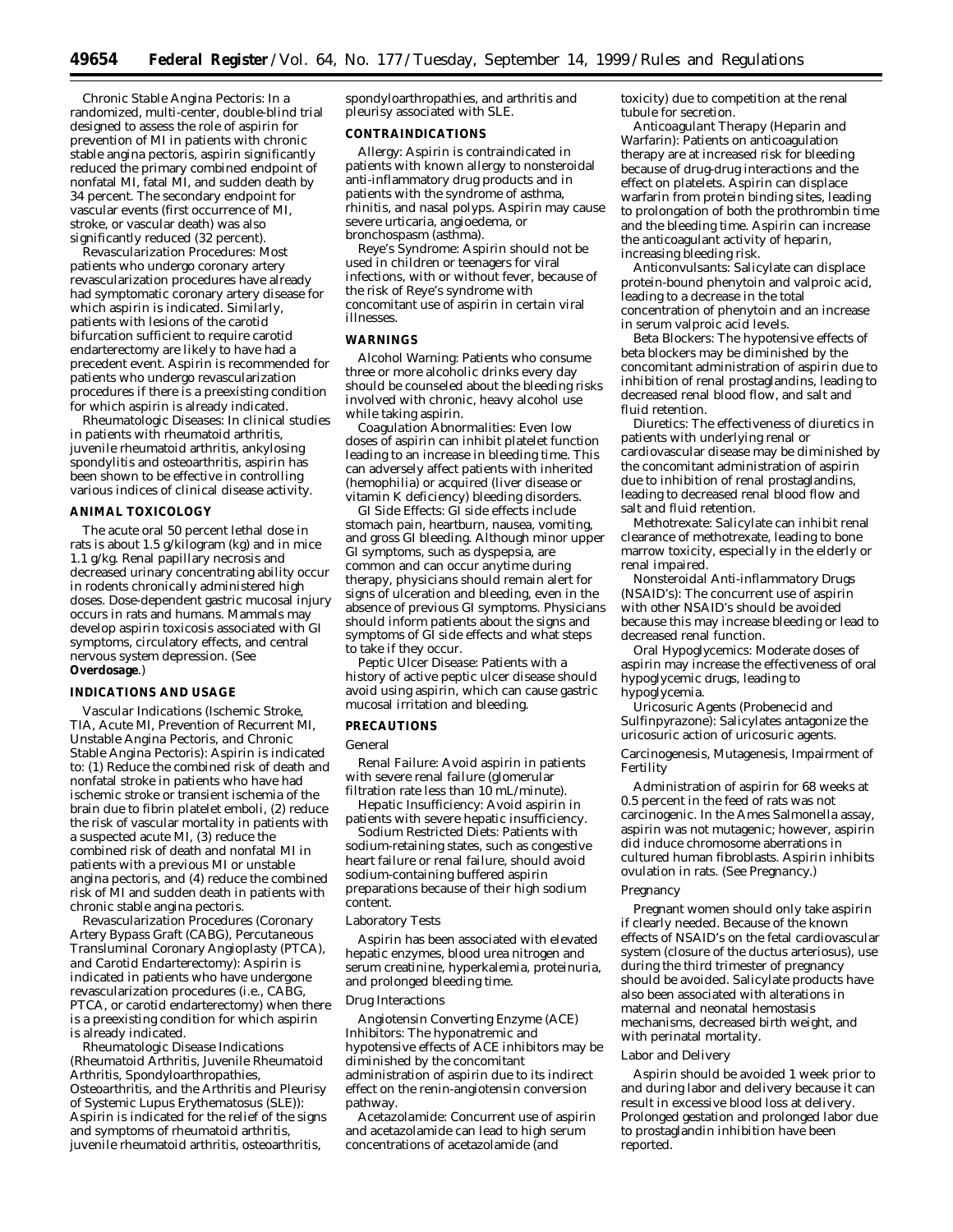*Chronic Stable Angina Pectoris:* In a randomized, multi-center, double-blind trial designed to assess the role of aspirin for prevention of MI in patients with chronic stable angina pectoris, aspirin significantly reduced the primary combined endpoint of nonfatal MI, fatal MI, and sudden death by 34 percent. The secondary endpoint for vascular events (first occurrence of MI, stroke, or vascular death) was also significantly reduced (32 percent).

*Revascularization Procedures:* Most patients who undergo coronary artery revascularization procedures have already had symptomatic coronary artery disease for which aspirin is indicated. Similarly, patients with lesions of the carotid bifurcation sufficient to require carotid endarterectomy are likely to have had a precedent event. Aspirin is recommended for patients who undergo revascularization procedures if there is a preexisting condition for which aspirin is already indicated.

*Rheumatologic Diseases:* In clinical studies in patients with rheumatoid arthritis, juvenile rheumatoid arthritis, ankylosing spondylitis and osteoarthritis, aspirin has been shown to be effective in controlling various indices of clinical disease activity.

**ANIMAL TOXICOLOGY**

The acute oral 50 percent lethal dose in rats is about 1.5 g/kilogram (kg) and in mice 1.1 g/kg. Renal papillary necrosis and decreased urinary concentrating ability occur in rodents chronically administered high doses. Dose-dependent gastric mucosal injury occurs in rats and humans. Mammals may develop aspirin toxicosis associated with GI symptoms, circulatory effects, and central nervous system depression. (See **Overdosage**.)

**INDICATIONS AND USAGE**

*Vascular Indications (Ischemic Stroke, TIA, Acute MI, Prevention of Recurrent MI, Unstable Angina Pectoris, and Chronic Stable Angina Pectoris):* Aspirin is indicated to: (1) Reduce the combined risk of death and nonfatal stroke in patients who have had ischemic stroke or transient ischemia of the brain due to fibrin platelet emboli, (2) reduce the risk of vascular mortality in patients with a suspected acute MI, (3) reduce the combined risk of death and nonfatal MI in patients with a previous MI or unstable angina pectoris, and (4) reduce the combined risk of MI and sudden death in patients with chronic stable angina pectoris.

*Revascularization Procedures (Coronary Artery Bypass Graft (CABG), Percutaneous Transluminal Coronary Angioplasty (PTCA), and Carotid Endarterectomy):* Aspirin is indicated in patients who have undergone revascularization procedures (i.e., CABG, PTCA, or carotid endarterectomy) when there is a preexisting condition for which aspirin is already indicated.

*Rheumatologic Disease Indications (Rheumatoid Arthritis, Juvenile Rheumatoid Arthritis, Spondyloarthropathies, Osteoarthritis, and the Arthritis and Pleurisy of Systemic Lupus Erythematosus (SLE)):* Aspirin is indicated for the relief of the signs and symptoms of rheumatoid arthritis, juvenile rheumatoid arthritis, osteoarthritis, spondyloarthropathies, and arthritis and pleurisy associated with SLE.

**CONTRAINDICATIONS**

*Allergy:* Aspirin is contraindicated in patients with known allergy to nonsteroidal anti-inflammatory drug products and in patients with the syndrome of asthma, rhinitis, and nasal polyps. Aspirin may cause severe urticaria, angioedema, or bronchospasm (asthma).

*Reye's Syndrome:* Aspirin should not be used in children or teenagers for viral infections, with or without fever, because of the risk of Reye's syndrome with concomitant use of aspirin in certain viral illnesses.

**WARNINGS**

*Alcohol Warning:* Patients who consume three or more alcoholic drinks every day should be counseled about the bleeding risks involved with chronic, heavy alcohol use while taking aspirin.

*Coagulation Abnormalities:* Even low doses of aspirin can inhibit platelet function leading to an increase in bleeding time. This can adversely affect patients with inherited (hemophilia) or acquired (liver disease or vitamin K deficiency) bleeding disorders.

*GI Side Effects:* GI side effects include stomach pain, heartburn, nausea, vomiting, and gross GI bleeding. Although minor upper GI symptoms, such as dyspepsia, are common and can occur anytime during therapy, physicians should remain alert for signs of ulceration and bleeding, even in the absence of previous GI symptoms. Physicians should inform patients about the signs and symptoms of GI side effects and what steps to take if they occur.

*Peptic Ulcer Disease:* Patients with a history of active peptic ulcer disease should avoid using aspirin, which can cause gastric mucosal irritation and bleeding.

**PRECAUTIONS**

*General*

*Renal Failure:* Avoid aspirin in patients with severe renal failure (glomerular filtration rate less than 10 mL/minute).

*Hepatic Insufficiency:* Avoid aspirin in patients with severe hepatic insufficiency.

*Sodium Restricted Diets:* Patients with sodium-retaining states, such as congestive heart failure or renal failure, should avoid sodium-containing buffered aspirin preparations because of their high sodium content.

*Laboratory Tests*

Aspirin has been associated with elevated hepatic enzymes, blood urea nitrogen and serum creatinine, hyperkalemia, proteinuria, and prolonged bleeding time.

*Drug Interactions*

*Angiotensin Converting Enzyme (ACE) Inhibitors:* The hyponatremic and hypotensive effects of ACE inhibitors may be diminished by the concomitant administration of aspirin due to its indirect effect on the renin-angiotensin conversion pathway.

*Acetazolamide:* Concurrent use of aspirin and acetazolamide can lead to high serum concentrations of acetazolamide (and toxicity) due to competition at the renal tubule for secretion.

*Anticoagulant Therapy (Heparin and Warfarin):* Patients on anticoagulation therapy are at increased risk for bleeding because of drug-drug interactions and the effect on platelets. Aspirin can displace warfarin from protein binding sites, leading to prolongation of both the prothrombin time and the bleeding time. Aspirin can increase the anticoagulant activity of heparin, increasing bleeding risk.

*Anticonvulsants:* Salicylate can displace protein-bound phenytoin and valproic acid, leading to a decrease in the total concentration of phenytoin and an increase in serum valproic acid levels.

*Beta Blockers:* The hypotensive effects of beta blockers may be diminished by the concomitant administration of aspirin due to inhibition of renal prostaglandins, leading to decreased renal blood flow, and salt and fluid retention.

*Diuretics:* The effectiveness of diuretics in patients with underlying renal or cardiovascular disease may be diminished by the concomitant administration of aspirin due to inhibition of renal prostaglandins, leading to decreased renal blood flow and salt and fluid retention.

*Methotrexate:* Salicylate can inhibit renal clearance of methotrexate, leading to bone marrow toxicity, especially in the elderly or renal impaired.

*Nonsteroidal Anti-inflammatory Drugs (NSAID's):* The concurrent use of aspirin with other NSAID's should be avoided because this may increase bleeding or lead to decreased renal function.

*Oral Hypoglycemics:* Moderate doses of aspirin may increase the effectiveness of oral hypoglycemic drugs, leading to hypoglycemia.

*Uricosuric Agents (Probenecid and Sulfinpyrazone):* Salicylates antagonize the uricosuric action of uricosuric agents.

*Carcinogenesis, Mutagenesis, Impairment of Fertility*

Administration of aspirin for 68 weeks at 0.5 percent in the feed of rats was not carcinogenic. In the Ames Salmonella assay, aspirin was not mutagenic; however, aspirin did induce chromosome aberrations in cultured human fibroblasts. Aspirin inhibits ovulation in rats. (See *Pregnancy*.)

*Pregnancy*

Pregnant women should only take aspirin if clearly needed. Because of the known effects of NSAID's on the fetal cardiovascular system (closure of the ductus arteriosus), use during the third trimester of pregnancy should be avoided. Salicylate products have also been associated with alterations in maternal and neonatal hemostasis mechanisms, decreased birth weight, and with perinatal mortality.

*Labor and Delivery*

Aspirin should be avoided 1 week prior to and during labor and delivery because it can result in excessive blood loss at delivery. Prolonged gestation and prolonged labor due to prostaglandin inhibition have been reported.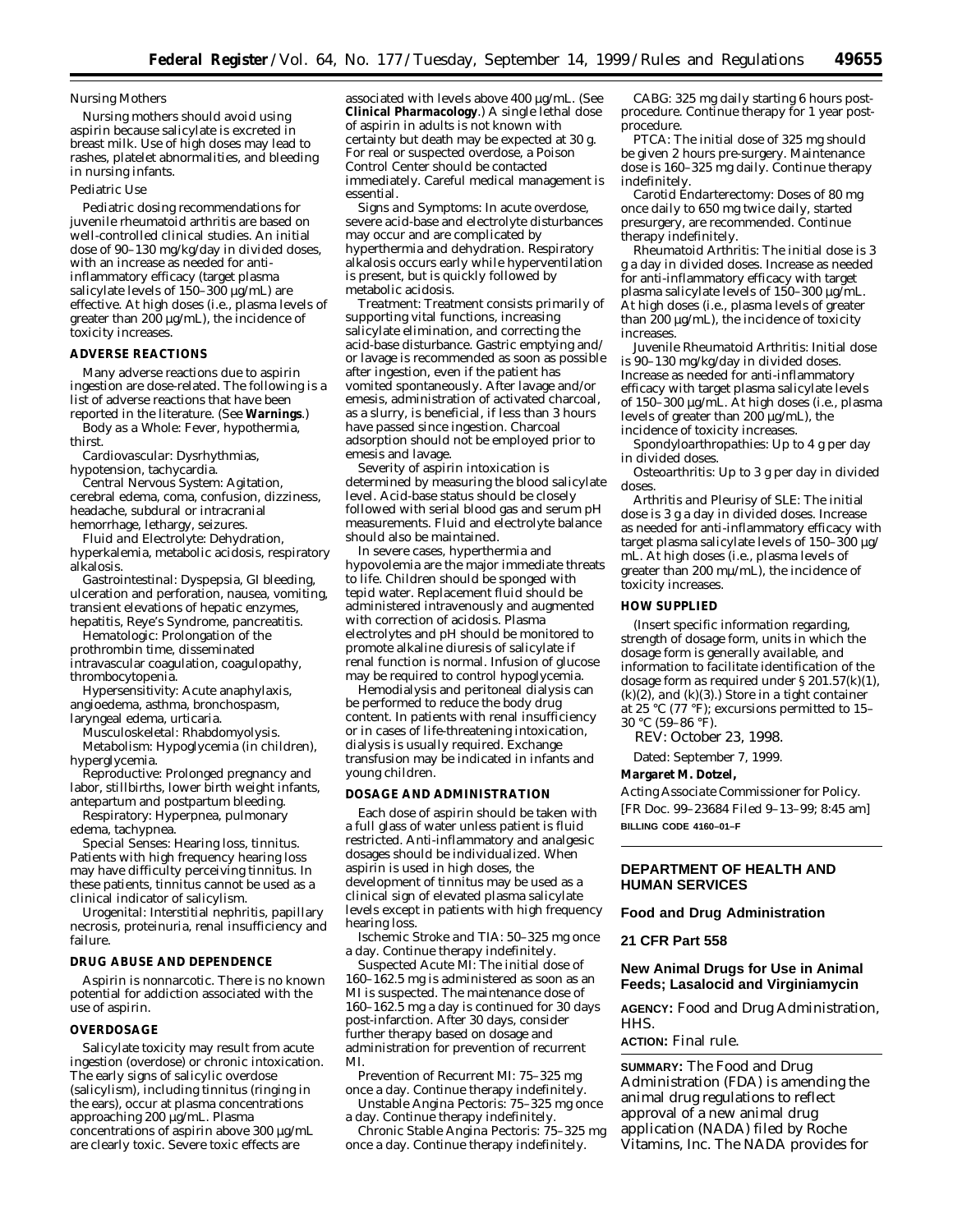Nursing Mothers

Nursing mothers should avoid using aspirin because salicylate is excreted in breast milk. Use of high doses may lead to rashes, platelet abnormalities, and bleeding in nursing infants.

Pediatric Use

Pediatric dosing recommendations for juvenile rheumatoid arthritis are based on well-controlled clinical studies. An initial dose of 90–130 mg/kg/day in divided doses, with an increase as needed for anti-inflammatory efficacy (target plasma salicylate levels of 150–300 µg/mL) are effective. At high doses (i.e., plasma levels of greater than 200 µg/mL), the incidence of toxicity increases.

**ADVERSE REACTIONS**

Many adverse reactions due to aspirin ingestion are dose-related. The following is a list of adverse reactions that have been reported in the literature. (See **Warnings**.)

*Body as a Whole:* Fever, hypothermia, thirst.

*Cardiovascular:* Dysrhythmias, hypotension, tachycardia.

*Central Nervous System:* Agitation, cerebral edema, coma, confusion, dizziness, headache, subdural or intracranial hemorrhage, lethargy, seizures.

*Fluid and Electrolyte:* Dehydration, hyperkalemia, metabolic acidosis, respiratory alkalosis.

*Gastrointestinal:* Dyspepsia, GI bleeding, ulceration and perforation, nausea, vomiting, transient elevations of hepatic enzymes, hepatitis, Reye's Syndrome, pancreatitis.

*Hematologic:* Prolongation of the prothrombin time, disseminated intravascular coagulation, coagulopathy, thrombocytopenia.

*Hypersensitivity:* Acute anaphylaxis, angioedema, asthma, bronchospasm, laryngeal edema, urticaria.

*Musculoskeletal:* Rhabdomyolysis.

*Metabolism:* Hypoglycemia (in children), hyperglycemia.

*Reproductive:* Prolonged pregnancy and labor, stillbirths, lower birth weight infants, antepartum and postpartum bleeding.

*Respiratory:* Hyperpnea, pulmonary edema, tachypnea.

*Special Senses:* Hearing loss, tinnitus. Patients with high frequency hearing loss may have difficulty perceiving tinnitus. In these patients, tinnitus cannot be used as a clinical indicator of salicylism.

*Urogenital:* Interstitial nephritis, papillary necrosis, proteinuria, renal insufficiency and failure.

**DRUG ABUSE AND DEPENDENCE**

Aspirin is nonnarcotic. There is no known potential for addiction associated with the use of aspirin.

**OVERDOSAGE**

Salicylate toxicity may result from acute ingestion (overdose) or chronic intoxication. The early signs of salicylic overdose (salicylism), including tinnitus (ringing in the ears), occur at plasma concentrations approaching 200 µg/mL. Plasma concentrations of aspirin above 300 µg/mL are clearly toxic. Severe toxic effects are associated with levels above 400 µg/mL. (See **Clinical Pharmacology**.) A single lethal dose of aspirin in adults is not known with certainty but death may be expected at 30 g. For real or suspected overdose, a Poison Control Center should be contacted immediately. Careful medical management is essential.

*Signs and Symptoms:* In acute overdose, severe acid-base and electrolyte disturbances may occur and are complicated by hyperthermia and dehydration. Respiratory alkalosis occurs early while hyperventilation is present, but is quickly followed by metabolic acidosis.

*Treatment:* Treatment consists primarily of supporting vital functions, increasing salicylate elimination, and correcting the acid-base disturbance. Gastric emptying and/or lavage is recommended as soon as possible after ingestion, even if the patient has vomited spontaneously. After lavage and/or emesis, administration of activated charcoal, as a slurry, is beneficial, if less than 3 hours have passed since ingestion. Charcoal adsorption should not be employed prior to emesis and lavage.

Severity of aspirin intoxication is determined by measuring the blood salicylate level. Acid-base status should be closely followed with serial blood gas and serum pH measurements. Fluid and electrolyte balance should also be maintained.

In severe cases, hyperthermia and hypovolemia are the major immediate threats to life. Children should be sponged with tepid water. Replacement fluid should be administered intravenously and augmented with correction of acidosis. Plasma electrolytes and pH should be monitored to promote alkaline diuresis of salicylate if renal function is normal. Infusion of glucose may be required to control hypoglycemia.

Hemodialysis and peritoneal dialysis can be performed to reduce the body drug content. In patients with renal insufficiency or in cases of life-threatening intoxication, dialysis is usually required. Exchange transfusion may be indicated in infants and young children.

**DOSAGE AND ADMINISTRATION**

Each dose of aspirin should be taken with a full glass of water unless patient is fluid restricted. Anti-inflammatory and analgesic dosages should be individualized. When aspirin is used in high doses, the development of tinnitus may be used as a clinical sign of elevated plasma salicylate levels except in patients with high frequency hearing loss.

*Ischemic Stroke and TIA:* 50–325 mg once a day. Continue therapy indefinitely.

*Suspected Acute MI:* The initial dose of 160–162.5 mg is administered as soon as an MI is suspected. The maintenance dose of 160–162.5 mg a day is continued for 30 days post-infarction. After 30 days, consider further therapy based on dosage and administration for prevention of recurrent MI.

*Prevention of Recurrent MI:* 75–325 mg once a day. Continue therapy indefinitely.

*Unstable Angina Pectoris:* 75–325 mg once a day. Continue therapy indefinitely.

*Chronic Stable Angina Pectoris:* 75–325 mg once a day. Continue therapy indefinitely.

*CABG:* 325 mg daily starting 6 hours post-procedure. Continue therapy for 1 year post-procedure.

*PTCA:* The initial dose of 325 mg should be given 2 hours pre-surgery. Maintenance dose is 160–325 mg daily. Continue therapy indefinitely.

*Carotid Endarterectomy:* Doses of 80 mg once daily to 650 mg twice daily, started presurgery, are recommended. Continue therapy indefinitely.

*Rheumatoid Arthritis:* The initial dose is 3 g a day in divided doses. Increase as needed for anti-inflammatory efficacy with target plasma salicylate levels of 150–300 µg/mL. At high doses (i.e., plasma levels of greater than 200 µg/mL), the incidence of toxicity increases.

*Juvenile Rheumatoid Arthritis:* Initial dose is 90–130 mg/kg/day in divided doses. Increase as needed for anti-inflammatory efficacy with target plasma salicylate levels of 150–300 µg/mL. At high doses (i.e., plasma levels of greater than 200 µg/mL), the incidence of toxicity increases.

*Spondyloarthropathies:* Up to 4 g per day in divided doses.

*Osteoarthritis:* Up to 3 g per day in divided doses.

*Arthritis and Pleurisy of SLE:* The initial dose is 3 g a day in divided doses. Increase as needed for anti-inflammatory efficacy with target plasma salicylate levels of 150–300 µg/mL. At high doses (i.e., plasma levels of greater than 200 mµ/mL), the incidence of toxicity increases.

**HOW SUPPLIED**

(Insert specific information regarding, strength of dosage form, units in which the dosage form is generally available, and information to facilitate identification of the dosage form as required under § 201.57(k)(1), (k)(2), and (k)(3).) Store in a tight container at 25 °C (77 °F); excursions permitted to 15–30 °C (59–86 °F).

REV: October 23, 1998.

Dated: September 7, 1999.

**Margaret M. Dotzel,**

*Acting Associate Commissioner for Policy.*

[FR Doc. 99–23684 Filed 9–13–99; 8:45 am]

**BILLING CODE 4160–01–F**

---

## DEPARTMENT OF HEALTH AND HUMAN SERVICES

### Food and Drug Administration

### 21 CFR Part 558

### New Animal Drugs for Use in Animal Feeds; Lasalocid and Virginiamycin

**AGENCY:** Food and Drug Administration, HHS.

**ACTION:** Final rule.

**SUMMARY:** The Food and Drug Administration (FDA) is amending the animal drug regulations to reflect approval of a new animal drug application (NADA) filed by Roche Vitamins, Inc. The NADA provides for